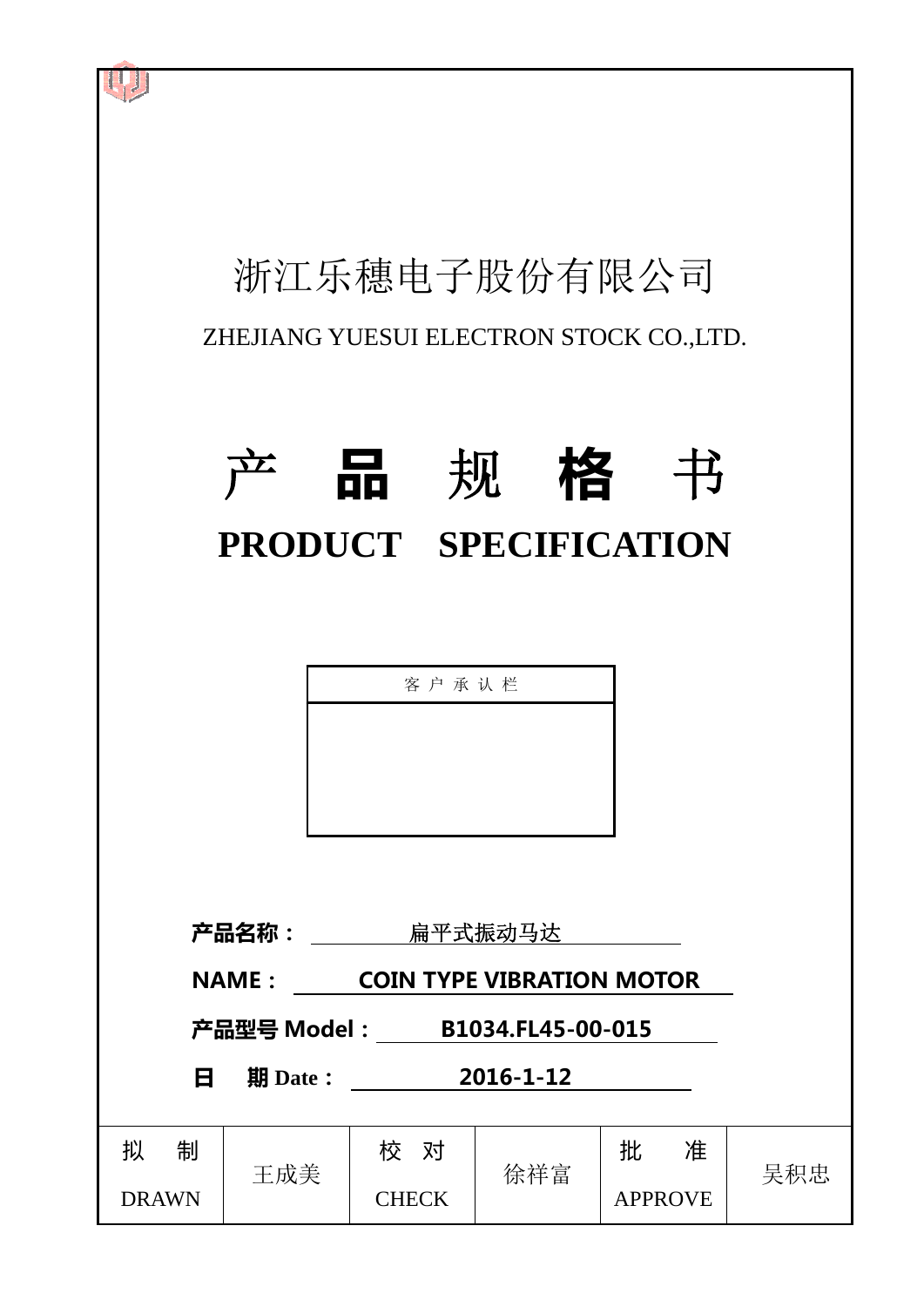# 浙江乐穗电子股份有限公司

ZHEJIANG YUESUI ELECTRON STOCK CO.,LTD.

# 产 品 规 格 书

# PRODUCT SPECIFICATION

| 客 户 承 认 栏 |
|---|
| |

**产品名称：** 扁平式振动马达

**NAME：** **COIN TYPE VIBRATION MOTOR**

**产品型号 Model：** **B1034.FL45-00-015**

**日 期 Date：** **2016-1-12**

| 拟 制 DRAWN | 王成美 | 校 对 CHECK | 徐祥富 | 批 准 APPROVE | 吴积忠 |
|---|---|---|---|---|---|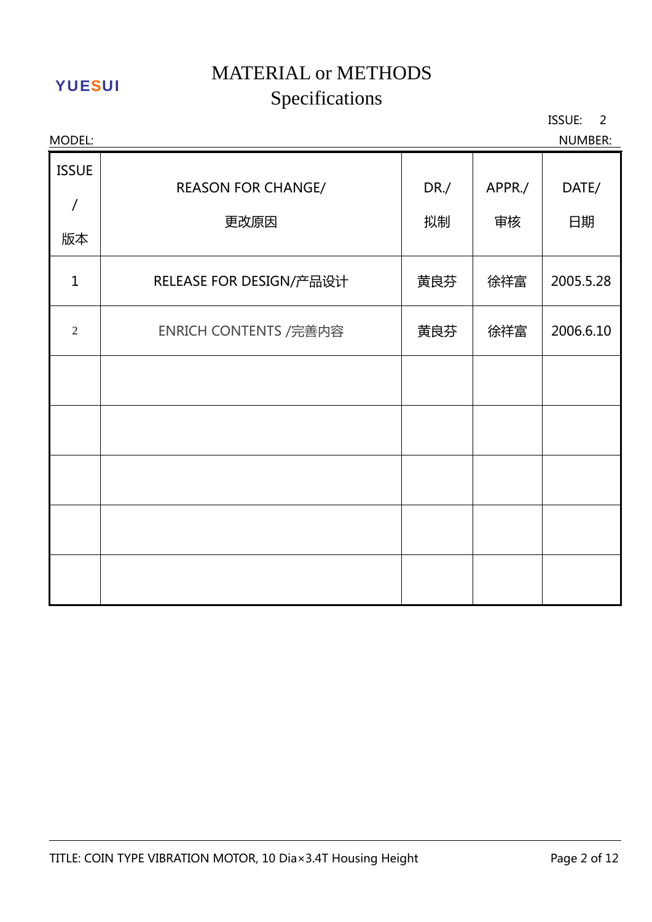YUESUI

# MATERIAL or METHODS Specifications

ISSUE: 2

MODEL: NUMBER:

| ISSUE / 版本 | REASON FOR CHANGE/ 更改原因 | DR./ 拟制 | APPR./ 审核 | DATE/ 日期 |
|---|---|---|---|---|
| 1 | RELEASE FOR DESIGN/产品设计 | 黄良芬 | 徐祥富 | 2005.5.28 |
| 2 | ENRICH CONTENTS /完善内容 | 黄良芬 | 徐祥富 | 2006.6.10 |
| | | | | |
| | | | | |
| | | | | |
| | | | | |
| | | | | |

TITLE: COIN TYPE VIBRATION MOTOR, 10 Dia×3.4T Housing Height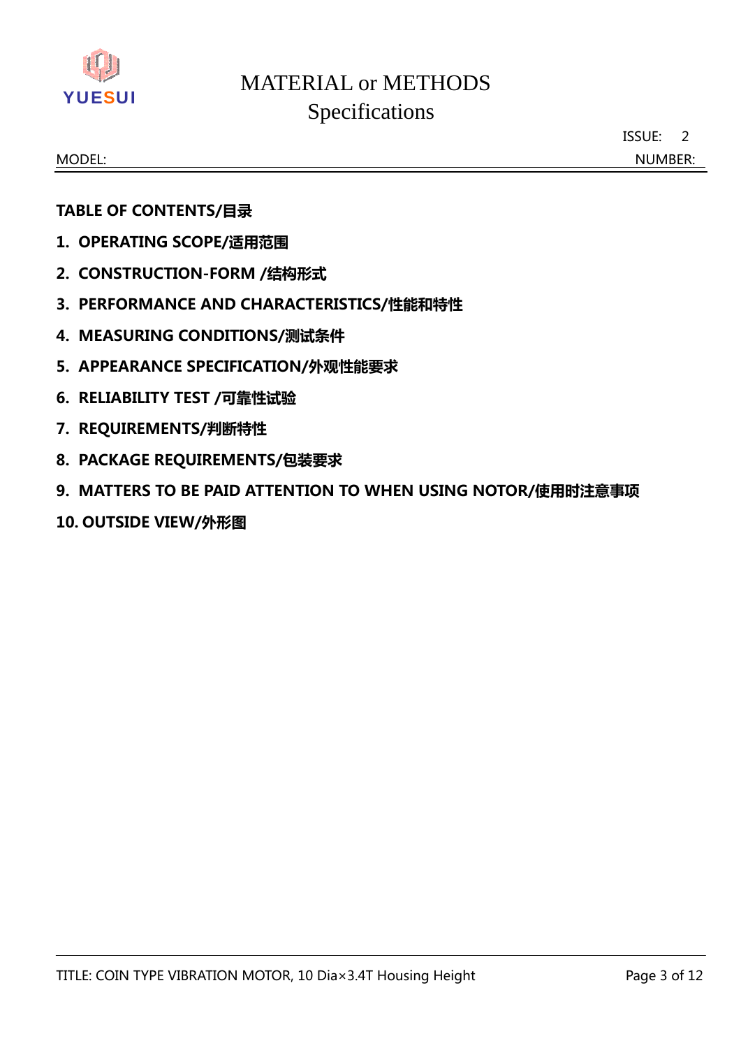**TABLE OF CONTENTS/目录**

1. **OPERATING SCOPE/适用范围**
2. **CONSTRUCTION-FORM /结构形式**
3. **PERFORMANCE AND CHARACTERISTICS/性能和特性**
4. **MEASURING CONDITIONS/测试条件**
5. **APPEARANCE SPECIFICATION/外观性能要求**
6. **RELIABILITY TEST /可靠性试验**
7. **REQUIREMENTS/判断特性**
8. **PACKAGE REQUIREMENTS/包装要求**
9. **MATTERS TO BE PAID ATTENTION TO WHEN USING NOTOR/使用时注意事项**
10. **OUTSIDE VIEW/外形图**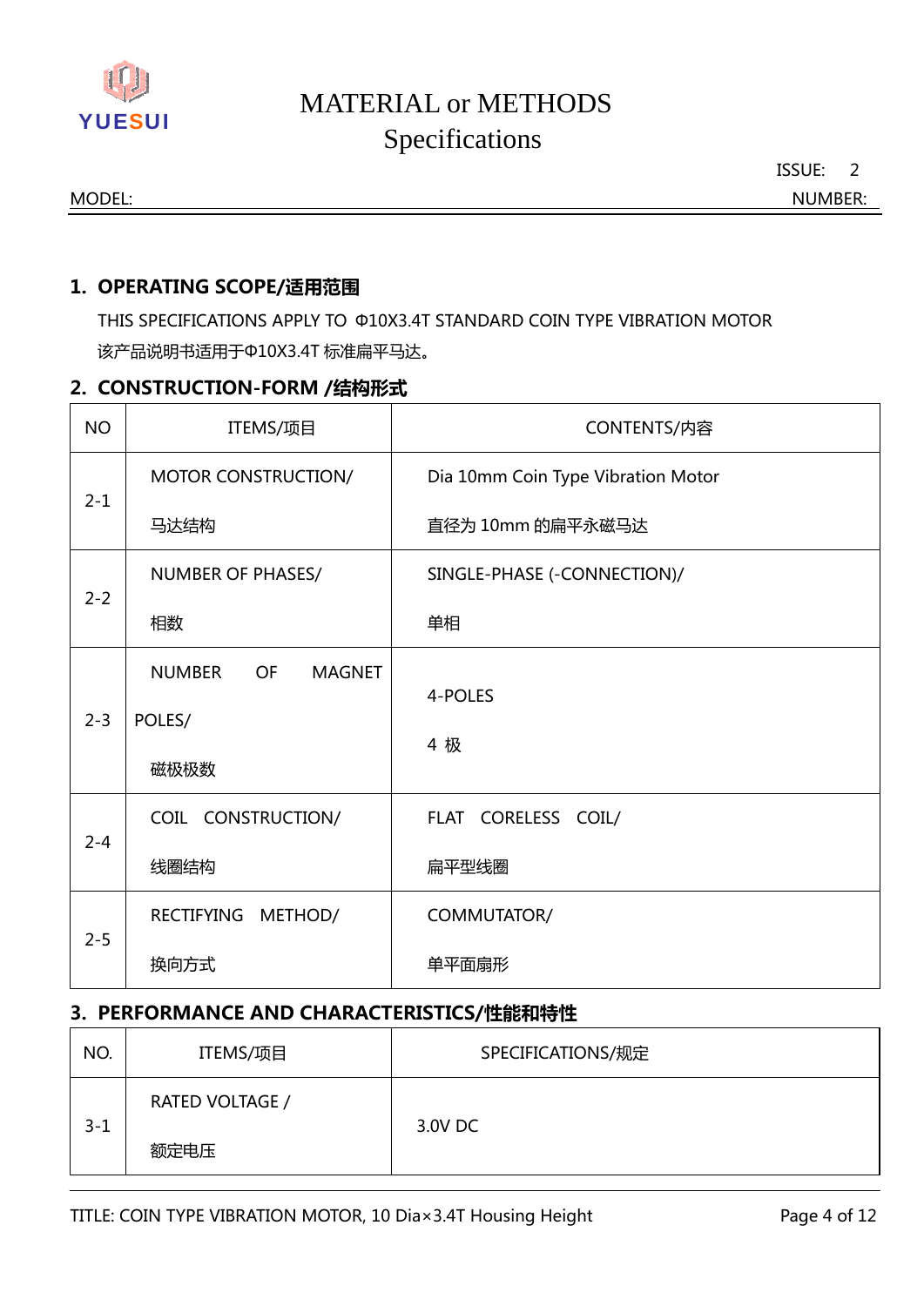## 1. OPERATING SCOPE/适用范围

THIS SPECIFICATIONS APPLY TO Φ10X3.4T STANDARD COIN TYPE VIBRATION MOTOR

该产品说明书适用于Φ10X3.4T 标准扁平马达。

## 2. CONSTRUCTION-FORM /结构形式

| NO | ITEMS/项目 | CONTENTS/内容 |
|---|---|---|
| 2-1 | MOTOR CONSTRUCTION/ 马达结构 | Dia 10mm Coin Type Vibration Motor 直径为 10mm 的扁平永磁马达 |
| 2-2 | NUMBER OF PHASES/ 相数 | SINGLE-PHASE (-CONNECTION)/ 单相 |
| 2-3 | NUMBER OF MAGNET POLES/ 磁极极数 | 4-POLES 4 极 |
| 2-4 | COIL CONSTRUCTION/ 线圈结构 | FLAT CORELESS COIL/ 扁平型线圈 |
| 2-5 | RECTIFYING METHOD/ 换向方式 | COMMUTATOR/ 单平面扇形 |

## 3. PERFORMANCE AND CHARACTERISTICS/性能和特性

| NO. | ITEMS/项目 | SPECIFICATIONS/规定 |
|---|---|---|
| 3-1 | RATED VOLTAGE / 额定电压 | 3.0V DC |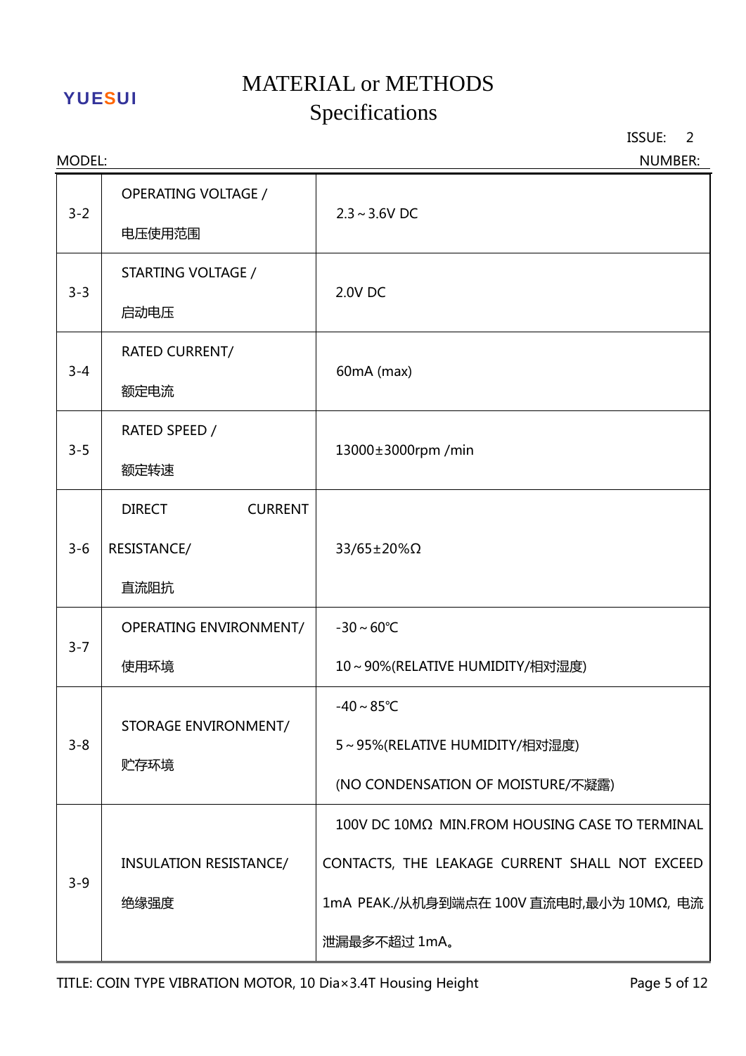# MATERIAL or METHODS Specifications

ISSUE: 2

MODEL: NUMBER:

| | | |
|---|---|---|
| 3-2 | OPERATING VOLTAGE / 电压使用范围 | 2.3～3.6V DC |
| 3-3 | STARTING VOLTAGE / 启动电压 | 2.0V DC |
| 3-4 | RATED CURRENT/ 额定电流 | 60mA (max) |
| 3-5 | RATED SPEED / 额定转速 | 13000±3000rpm /min |
| 3-6 | DIRECT CURRENT RESISTANCE/ 直流阻抗 | 33/65±20%Ω |
| 3-7 | OPERATING ENVIRONMENT/ 使用环境 | -30～60℃<br>10～90%(RELATIVE HUMIDITY/相对湿度) |
| 3-8 | STORAGE ENVIRONMENT/ 贮存环境 | -40～85℃<br>5～95%(RELATIVE HUMIDITY/相对湿度)<br>(NO CONDENSATION OF MOISTURE/不凝露) |
| 3-9 | INSULATION RESISTANCE/ 绝缘强度 | 100V DC 10MΩ MIN.FROM HOUSING CASE TO TERMINAL CONTACTS, THE LEAKAGE CURRENT SHALL NOT EXCEED 1mA PEAK./从机身到端点在 100V 直流电时,最小为 10MΩ, 电流泄漏最多不超过 1mA。 |

TITLE: COIN TYPE VIBRATION MOTOR, 10 Dia×3.4T Housing Height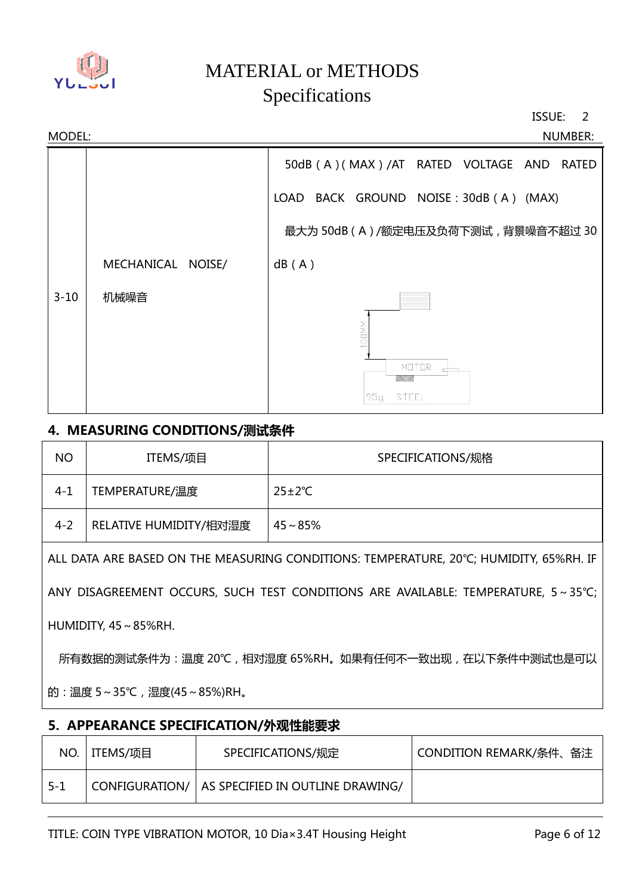| | | |
|---|---|---|
| 3-10 | MECHANICAL NOISE/ 机械噪音 | 50dB（A）(MAX）/AT RATED VOLTAGE AND RATED LOAD BACK GROUND NOISE：30dB（A）(MAX) 最大为 50dB（A）/额定电压及负荷下测试，背景噪音不超过 30 dB（A）<br>100MM MOTOR 95g STEEL |

## 4. MEASURING CONDITIONS/测试条件

| NO | ITEMS/项目 | SPECIFICATIONS/规格 |
|---|---|---|
| 4-1 | TEMPERATURE/温度 | 25±2℃ |
| 4-2 | RELATIVE HUMIDITY/相对湿度 | 45～85% |
| ALL DATA ARE BASED ON THE MEASURING CONDITIONS: TEMPERATURE, 20℃; HUMIDITY, 65%RH. IF ANY DISAGREEMENT OCCURS, SUCH TEST CONDITIONS ARE AVAILABLE: TEMPERATURE, 5～35℃; HUMIDITY, 45～85%RH.<br>所有数据的测试条件为：温度 20℃，相对湿度 65%RH。如果有任何不一致出现，在以下条件中测试也是可以的：温度 5～35℃，湿度(45～85%)RH。 | | |

## 5. APPEARANCE SPECIFICATION/外观性能要求

| NO. | ITEMS/项目 | SPECIFICATIONS/规定 | CONDITION REMARK/条件、备注 |
|---|---|---|---|
| 5-1 | CONFIGURATION/ | AS SPECIFIED IN OUTLINE DRAWING/ | |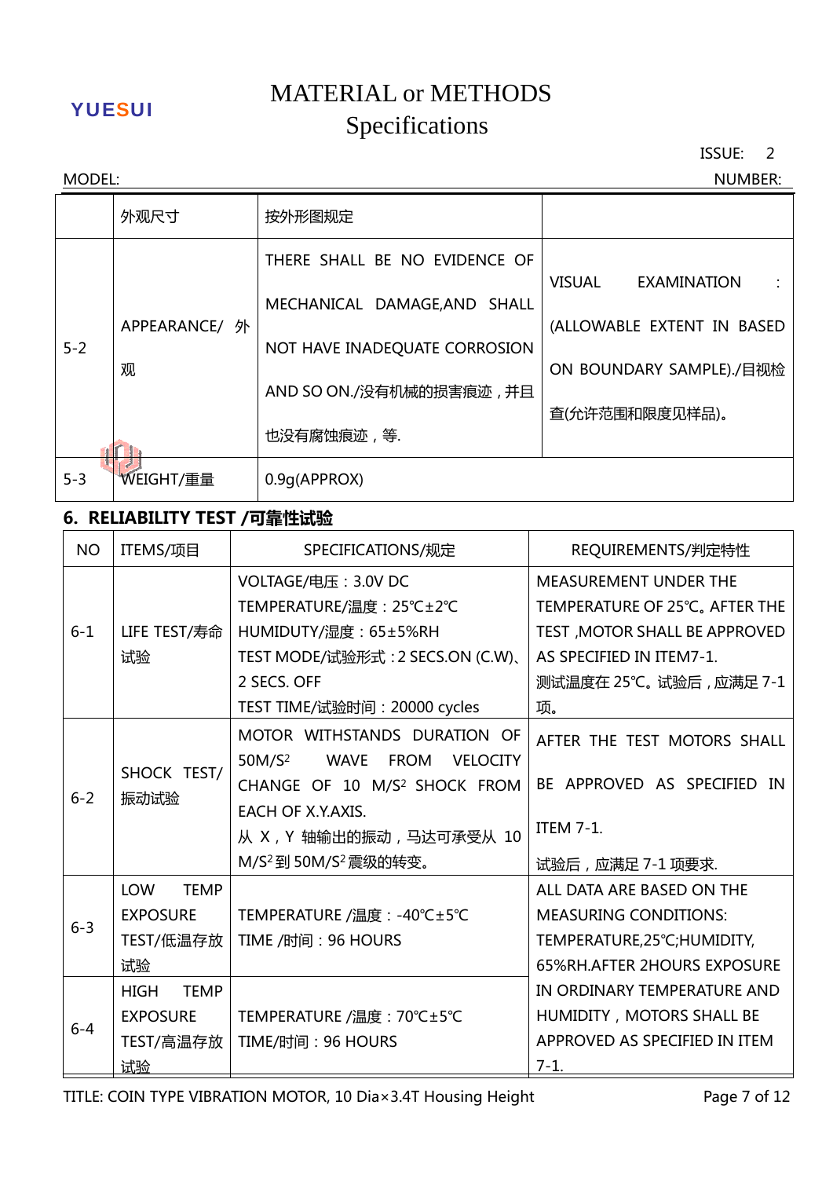|  | 外观尺寸 | 按外形图规定 |  |
|---|---|---|---|
| 5-2 | APPEARANCE/ 外观 | THERE SHALL BE NO EVIDENCE OF MECHANICAL DAMAGE,AND SHALL NOT HAVE INADEQUATE CORROSION AND SO ON./没有机械的损害痕迹，并且也没有腐蚀痕迹，等. | VISUAL EXAMINATION : (ALLOWABLE EXTENT IN BASED ON BOUNDARY SAMPLE)./目视检查(允许范围和限度见样品)。 |
| 5-3 | WEIGHT/重量 | 0.9g(APPROX) |  |

## 6. RELIABILITY TEST /可靠性试验

| NO | ITEMS/项目 | SPECIFICATIONS/规定 | REQUIREMENTS/判定特性 |
|---|---|---|---|
| 6-1 | LIFE TEST/寿命试验 | VOLTAGE/电压：3.0V DC<br>TEMPERATURE/温度：25℃±2℃<br>HUMIDUTY/湿度：65±5%RH<br>TEST MODE/试验形式：2 SECS.ON (C.W)、2 SECS. OFF<br>TEST TIME/试验时间：20000 cycles | MEASUREMENT UNDER THE TEMPERATURE OF 25℃。AFTER THE TEST ,MOTOR SHALL BE APPROVED AS SPECIFIED IN ITEM7-1.<br>测试温度在 25℃。试验后，应满足 7-1 项。 |
| 6-2 | SHOCK TEST/振动试验 | MOTOR WITHSTANDS DURATION OF 50M/S² WAVE FROM VELOCITY CHANGE OF 10 M/S² SHOCK FROM EACH OF X.Y.AXIS.<br>从 X，Y 轴输出的振动，马达可承受从 10 M/S² 到 50M/S² 震级的转变。 | AFTER THE TEST MOTORS SHALL BE APPROVED AS SPECIFIED IN ITEM 7-1.<br>试验后，应满足 7-1 项要求. |
| 6-3 | LOW TEMP EXPOSURE TEST/低温存放试验 | TEMPERATURE /温度：-40℃±5℃<br>TIME /时间：96 HOURS | ALL DATA ARE BASED ON THE MEASURING CONDITIONS: TEMPERATURE,25℃;HUMIDITY, 65%RH.AFTER 2HOURS EXPOSURE IN ORDINARY TEMPERATURE AND HUMIDITY，MOTORS SHALL BE APPROVED AS SPECIFIED IN ITEM 7-1. |
| 6-4 | HIGH TEMP EXPOSURE TEST/高温存放试验 | TEMPERATURE /温度：70℃±5℃<br>TIME/时间：96 HOURS |  |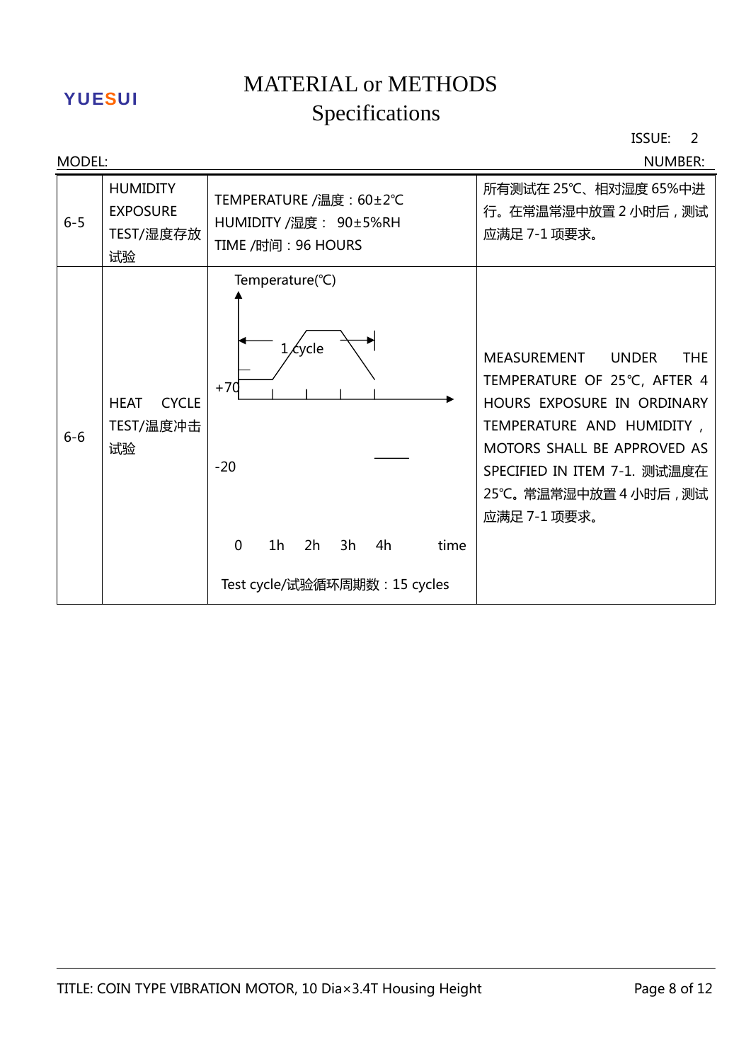YUESUI

# MATERIAL or METHODS Specifications

ISSUE: 2

MODEL: NUMBER:

| | | | |
|---|---|---|---|
| 6-5 | HUMIDITY EXPOSURE TEST/湿度存放试验 | TEMPERATURE /温度：60±2℃<br>HUMIDITY /湿度： 90±5%RH<br>TIME /时间：96 HOURS | 所有测试在 25℃、相对湿度 65%中进行。在常温常湿中放置 2 小时后，测试应满足 7-1 项要求。 |
| 6-6 | HEAT CYCLE TEST/温度冲击试验 | Temperature(℃)<br>1 cycle<br>+70<br>-20<br>0 1h 2h 3h 4h time<br>Test cycle/试验循环周期数：15 cycles | MEASUREMENT UNDER THE TEMPERATURE OF 25℃, AFTER 4 HOURS EXPOSURE IN ORDINARY TEMPERATURE AND HUMIDITY, MOTORS SHALL BE APPROVED AS SPECIFIED IN ITEM 7-1. 测试温度在 25℃。常温常湿中放置 4 小时后，测试应满足 7-1 项要求。 |

TITLE: COIN TYPE VIBRATION MOTOR, 10 Dia×3.4T Housing Height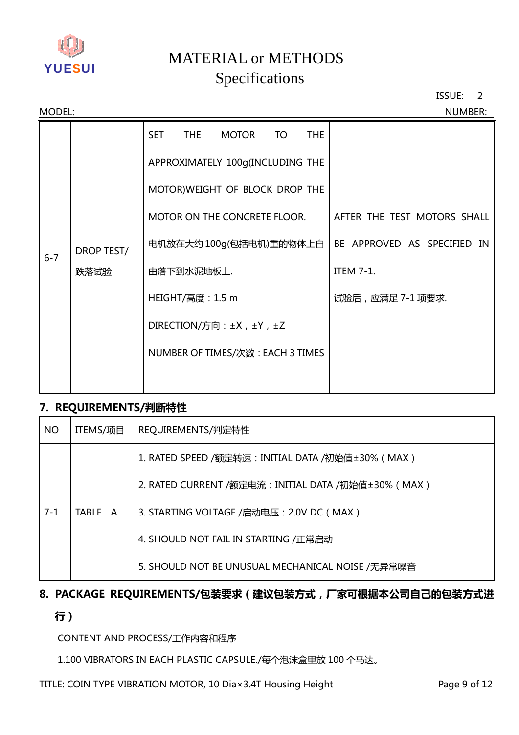| 6-7 | DROP TEST/<br>跌落试验 | SET THE MOTOR TO THE APPROXIMATELY 100g(INCLUDING THE MOTOR)WEIGHT OF BLOCK DROP THE MOTOR ON THE CONCRETE FLOOR.<br>电机放在大约100g(包括电机)重的物体上自由落下到水泥地板上.<br>HEIGHT/高度：1.5 m<br>DIRECTION/方向：±X，±Y，±Z<br>NUMBER OF TIMES/次数：EACH 3 TIMES | AFTER THE TEST MOTORS SHALL BE APPROVED AS SPECIFIED IN ITEM 7-1.<br>试验后，应满足7-1项要求. |
|---|---|---|---|

## 7. REQUIREMENTS/判断特性

| NO | ITEMS/项目 | REQUIREMENTS/判定特性 |
|---|---|---|
| 7-1 | TABLE A | 1. RATED SPEED /额定转速：INITIAL DATA /初始值±30%（MAX）<br>2. RATED CURRENT /额定电流：INITIAL DATA /初始值±30%（MAX）<br>3. STARTING VOLTAGE /启动电压：2.0V DC（MAX）<br>4. SHOULD NOT FAIL IN STARTING /正常启动<br>5. SHOULD NOT BE UNUSUAL MECHANICAL NOISE /无异常噪音 |

## 8. PACKAGE REQUIREMENTS/包装要求（建议包装方式，厂家可根据本公司自己的包装方式进行）

CONTENT AND PROCESS/工作内容和程序

1.100 VIBRATORS IN EACH PLASTIC CAPSULE./每个泡沫盒里放100个马达。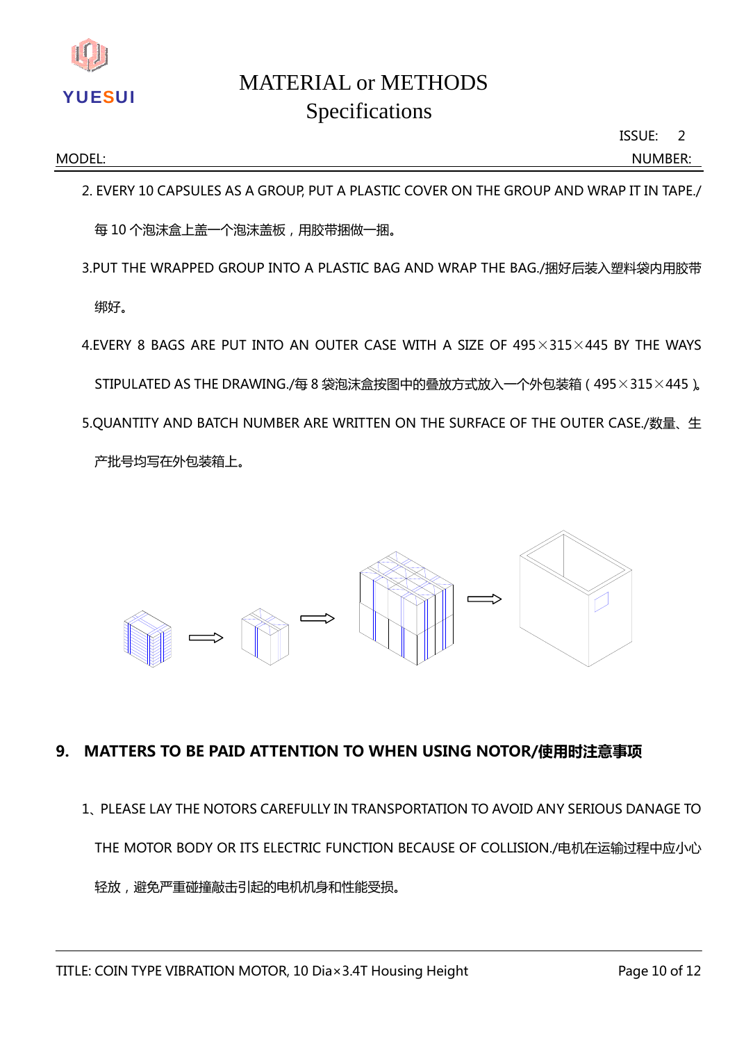2. EVERY 10 CAPSULES AS A GROUP, PUT A PLASTIC COVER ON THE GROUP AND WRAP IT IN TAPE./每 10 个泡沫盒上盖一个泡沫盖板，用胶带捆做一捆。

3.PUT THE WRAPPED GROUP INTO A PLASTIC BAG AND WRAP THE BAG./捆好后装入塑料袋内用胶带绑好。

4.EVERY 8 BAGS ARE PUT INTO AN OUTER CASE WITH A SIZE OF 495×315×445 BY THE WAYS STIPULATED AS THE DRAWING./每 8 袋泡沫盒按图中的叠放方式放入一个外包装箱（495×315×445）。

5.QUANTITY AND BATCH NUMBER ARE WRITTEN ON THE SURFACE OF THE OUTER CASE./数量、生产批号均写在外包装箱上。

## 9. MATTERS TO BE PAID ATTENTION TO WHEN USING NOTOR/使用时注意事项

1、PLEASE LAY THE NOTORS CAREFULLY IN TRANSPORTATION TO AVOID ANY SERIOUS DANAGE TO THE MOTOR BODY OR ITS ELECTRIC FUNCTION BECAUSE OF COLLISION./电机在运输过程中应小心轻放，避免严重碰撞敲击引起的电机机身和性能受损。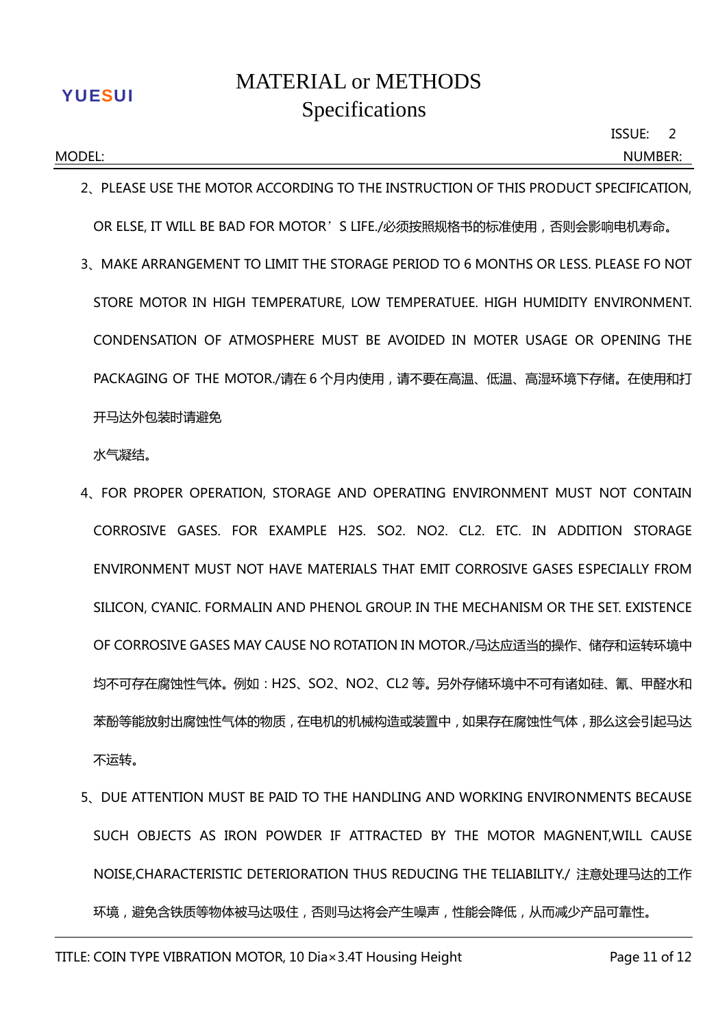2、PLEASE USE THE MOTOR ACCORDING TO THE INSTRUCTION OF THIS PRODUCT SPECIFICATION, OR ELSE, IT WILL BE BAD FOR MOTOR'S LIFE./必须按照规格书的标准使用，否则会影响电机寿命。

3、MAKE ARRANGEMENT TO LIMIT THE STORAGE PERIOD TO 6 MONTHS OR LESS. PLEASE FO NOT STORE MOTOR IN HIGH TEMPERATURE, LOW TEMPERATUEE. HIGH HUMIDITY ENVIRONMENT. CONDENSATION OF ATMOSPHERE MUST BE AVOIDED IN MOTER USAGE OR OPENING THE PACKAGING OF THE MOTOR./请在 6 个月内使用，请不要在高温、低温、高湿环境下存储。在使用和打开马达外包装时请避免

水气凝结。

4、FOR PROPER OPERATION, STORAGE AND OPERATING ENVIRONMENT MUST NOT CONTAIN CORROSIVE GASES. FOR EXAMPLE H2S. SO2. NO2. CL2. ETC. IN ADDITION STORAGE ENVIRONMENT MUST NOT HAVE MATERIALS THAT EMIT CORROSIVE GASES ESPECIALLY FROM SILICON, CYANIC. FORMALIN AND PHENOL GROUP. IN THE MECHANISM OR THE SET. EXISTENCE OF CORROSIVE GASES MAY CAUSE NO ROTATION IN MOTOR./马达应适当的操作、储存和运转环境中均不可存在腐蚀性气体。例如：H2S、SO2、NO2、CL2 等。另外存储环境中不可有诸如硅、氰、甲醛水和苯酚等能放射出腐蚀性气体的物质，在电机的机械构造或装置中，如果存在腐蚀性气体，那么这会引起马达不运转。

5、DUE ATTENTION MUST BE PAID TO THE HANDLING AND WORKING ENVIRONMENTS BECAUSE SUCH OBJECTS AS IRON POWDER IF ATTRACTED BY THE MOTOR MAGNENT,WILL CAUSE NOISE,CHARACTERISTIC DETERIORATION THUS REDUCING THE TELIABILITY./ 注意处理马达的工作环境，避免含铁质等物体被马达吸住，否则马达将会产生噪声，性能会降低，从而减少产品可靠性。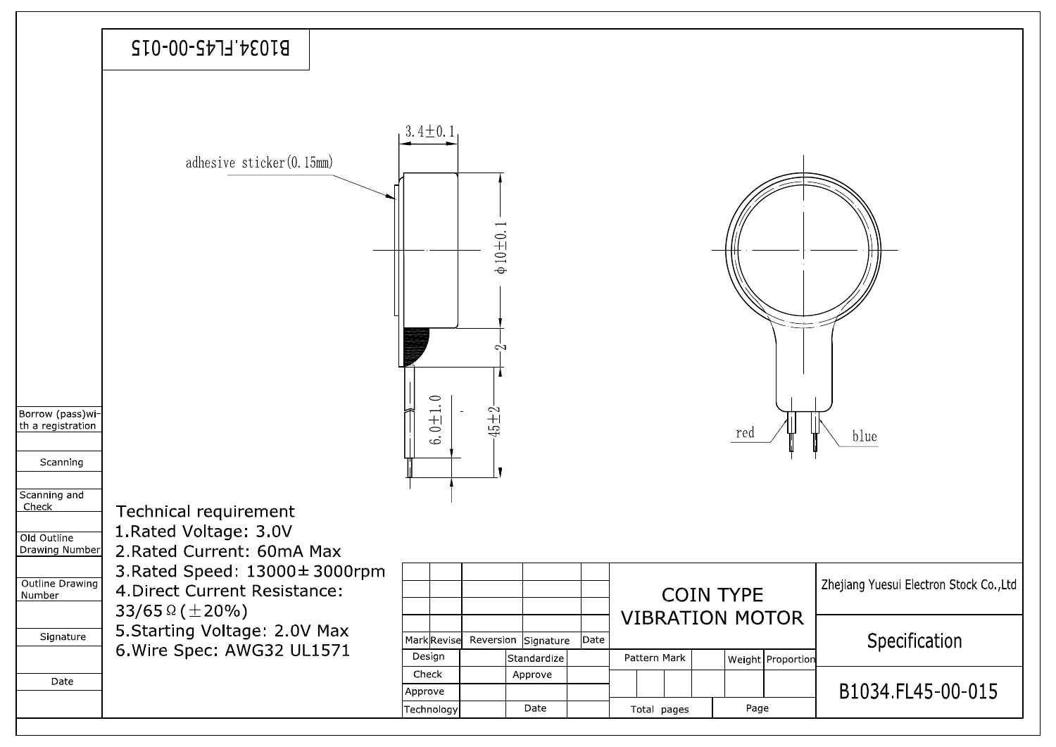B1034.FL45-00-015

adhesive sticker(0.15mm)

3.4±0.1

ϕ10±0.1

2

6.0±1.0

45±2

red

blue

Technical requirement

1. Rated Voltage: 3.0V
2. Rated Current: 60mA Max
3. Rated Speed: 13000±3000rpm
4. Direct Current Resistance: 33/65Ω(±20%)
5. Starting Voltage: 2.0V Max
6. Wire Spec: AWG32 UL1571

Borrow (pass)with a registration

Scanning

Scanning and Check

Old Outline Drawing Number

Outline Drawing Number

Signature

Date

| | | | | |
|---|---|---|---|---|
| Mark | Revise | Reversion | Signature | Date |
| Design | | Standardize | | |
| Check | | Approve | | |
| Approve | | | | |
| Technology | | Date | | |

COIN TYPE VIBRATION MOTOR

| | | |
|---|---|---|
| Pattern Mark | Weight | Proportion |
| Total pages | | Page |

Zhejiang Yuesui Electron Stock Co.,Ltd

Specification

B1034.FL45-00-015